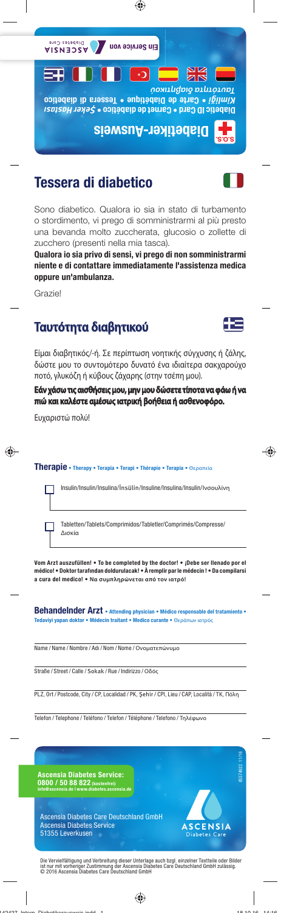**S.O.S.** **Diabetiker-Ausweis**

Diabetic ID Card • Carnet de diabético • Şeker Hastası Kimliği • Carte de Diabétique • Tessera di diabetico Ταυτότητα διαβητικού

Ein Service von ASCENSIA Diabetes Care

## Tessera di diabetico

Sono diabetico. Qualora io sia in stato di turbamento o stordimento, vi prego di somministrarmi al più presto una bevanda molto zuccherata, glucosio o zollette di zucchero (presenti nella mia tasca).

**Qualora io sia privo di sensi, vi prego di non somministrarmi niente e di contattare immediatamente l'assistenza medica oppure un'ambulanza.**

Grazie!

## Ταυτότητα διαβητικού

Είμαι διαβητικός/-ή. Σε περίπτωση νοητικής σύγχυσης ή ζάλης, δώστε μου το συντομότερο δυνατό ένα ιδιαίτερα σακχαρούχο ποτό, γλυκόζη ή κύβους ζάχαρης (στην τσέπη μου).

**Εάν χάσω τις αισθήσεις μου, μην μου δώσετε τίποτα να φάω ή να πιώ και καλέστε αμέσως ιατρική βοήθεια ή ασθενοφόρο.**

Ευχαριστώ πολύ!

**Therapie** • Therapy • Terapia • Terapi • Thérapie • Terapia • Θεραπεία

☐ Insulin/Insulin/Insulina/İnsülin/Insuline/Insulina/Insulin/Ινσουλίνη

☐ Tabletten/Tablets/Comprimidos/Tabletler/Comprimés/Compresse/Δισκία

**Vom Arzt auszufüllen! • To be completed by the doctor! • ¡Debe ser llenado por el médico! • Doktor tarafından doldurulacak! • À remplir par le médecin ! • Da compilarsi a cura del medico! • Να συμπληρώνεται από τον ιατρό!**

**Behandelnder Arzt** • Attending physician • Médico responsable del tratamiento • Tedaviyi yapan doktor • Médecin traitant • Medico curante • Θεράπων ιατρός

Name / Name / Nombre / Adı / Nom / Nome / Ονοματεπώνυμο

Straße / Street / Calle / Sokak / Rue / Indirizzo / Οδός

PLZ, Ort / Postcode, City / CP, Localidad / PK, Şehir / CP, Lieu / CAP, Località / ΤΚ, Πόλη

Telefon / Telephone / Teléfono / Telefon / Téléphone / Telefono / Τηλέφωνο

**Ascensia Diabetes Service:**
**0800 / 50 88 822** (kostenfrei)
info@ascensia.de | www.diabetes.ascensia.de

Ascensia Diabetes Care Deutschland GmbH
Ascensia Diabetes Service
51355 Leverkusen

ASCENSIA Diabetes Care

85574922 11/16

Die Vervielfältigung und Verbreitung dieser Unterlage auch bzgl. einzelner Textteile oder Bilder ist nur mit vorheriger Zustimmung der Ascensia Diabetes Care Deutschland GmbH zulässig.
© 2016 Ascensia Diabetes Care Deutschland GmbH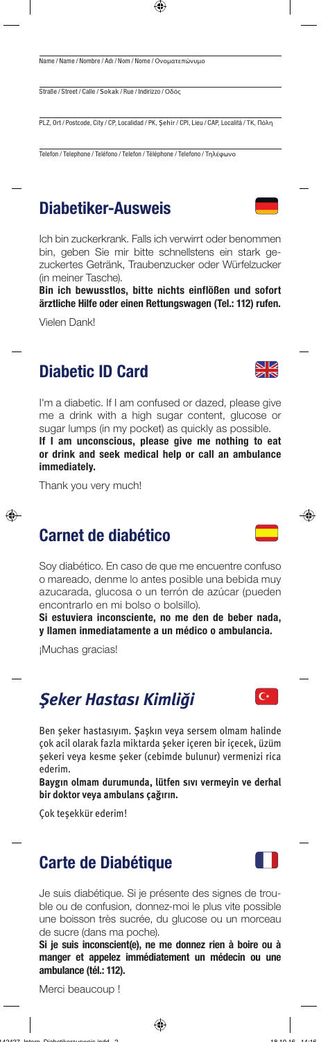Name / Name / Nombre / Adı / Nom / Nome / Ονοματεπώνυμο

Straße / Street / Calle / Sokak / Rue / Indirizzo / Οδός

PLZ, Ort / Postcode, City / CP, Localidad / PK, Şehir / CPI, Lieu / CAP, Località / TK, Πόλη

Telefon / Telephone / Teléfono / Telefon / Téléphone / Telefono / Τηλέφωνο

## Diabetiker-Ausweis

Ich bin zuckerkrank. Falls ich verwirrt oder benommen bin, geben Sie mir bitte schnellstens ein stark gezuckertes Getränk, Traubenzucker oder Würfelzucker (in meiner Tasche).

**Bin ich bewusstlos, bitte nichts einflößen und sofort ärztliche Hilfe oder einen Rettungswagen (Tel.: 112) rufen.**

Vielen Dank!

## Diabetic ID Card

I'm a diabetic. If I am confused or dazed, please give me a drink with a high sugar content, glucose or sugar lumps (in my pocket) as quickly as possible.

**If I am unconscious, please give me nothing to eat or drink and seek medical help or call an ambulance immediately.**

Thank you very much!

## Carnet de diabético

Soy diabético. En caso de que me encuentre confuso o mareado, denme lo antes posible una bebida muy azucarada, glucosa o un terrón de azúcar (pueden encontrarlo en mi bolso o bolsillo).

**Si estuviera inconsciente, no me den de beber nada, y llamen inmediatamente a un médico o ambulancia.**

¡Muchas gracias!

## *Şeker Hastası Kimliği*

Ben şeker hastasıyım. Şaşkın veya sersem olmam halinde çok acil olarak fazla miktarda şeker içeren bir içecek, üzüm şekeri veya kesme şeker (cebimde bulunur) vermenizi rica ederim.

**Baygın olmam durumunda, lütfen sıvı vermeyin ve derhal bir doktor veya ambulans çağırın.**

Çok teşekkür ederim!

## Carte de Diabétique

Je suis diabétique. Si je présente des signes de trouble ou de confusion, donnez-moi le plus vite possible une boisson très sucrée, du glucose ou un morceau de sucre (dans ma poche).

**Si je suis inconscient(e), ne me donnez rien à boire ou à manger et appelez immédiatement un médecin ou une ambulance (tél.: 112).**

Merci beaucoup !